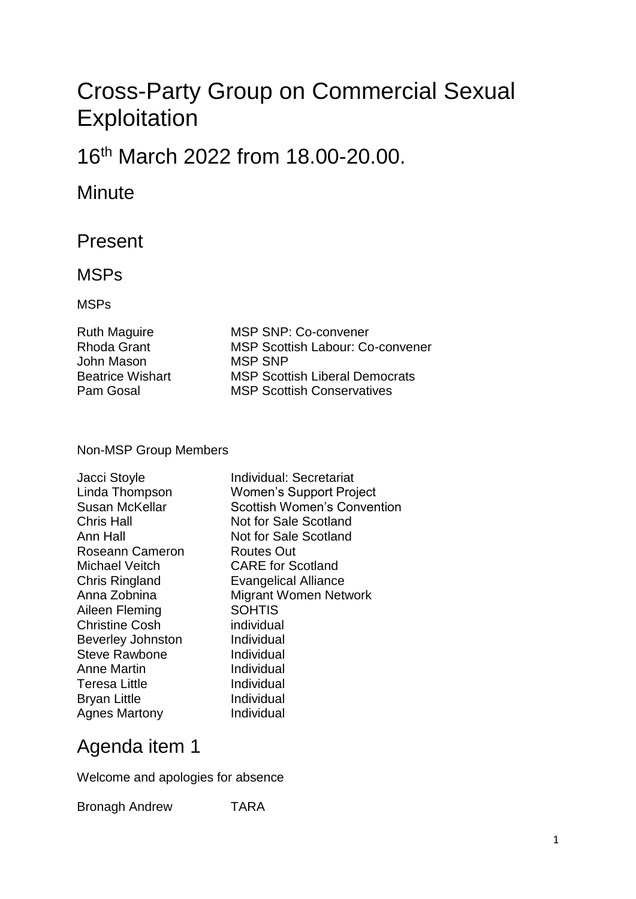# Cross-Party Group on Commercial Sexual Exploitation

## 16th March 2022 from 18.00-20.00.

### Minute

## Present

### MSPs

MSPs

| | |
|---|---|
| Ruth Maguire | MSP SNP: Co-convener |
| Rhoda Grant | MSP Scottish Labour: Co-convener |
| John Mason | MSP SNP |
| Beatrice Wishart | MSP Scottish Liberal Democrats |
| Pam Gosal | MSP Scottish Conservatives |

Non-MSP Group Members

| | |
|---|---|
| Jacci Stoyle | Individual: Secretariat |
| Linda Thompson | Women's Support Project |
| Susan McKellar | Scottish Women's Convention |
| Chris Hall | Not for Sale Scotland |
| Ann Hall | Not for Sale Scotland |
| Roseann Cameron | Routes Out |
| Michael Veitch | CARE for Scotland |
| Chris Ringland | Evangelical Alliance |
| Anna Zobnina | Migrant Women Network |
| Aileen Fleming | SOHTIS |
| Christine Cosh | individual |
| Beverley Johnston | Individual |
| Steve Rawbone | Individual |
| Anne Martin | Individual |
| Teresa Little | Individual |
| Bryan Little | Individual |
| Agnes Martony | Individual |

## Agenda item 1

Welcome and apologies for absence

| | |
|---|---|
| Bronagh Andrew | TARA |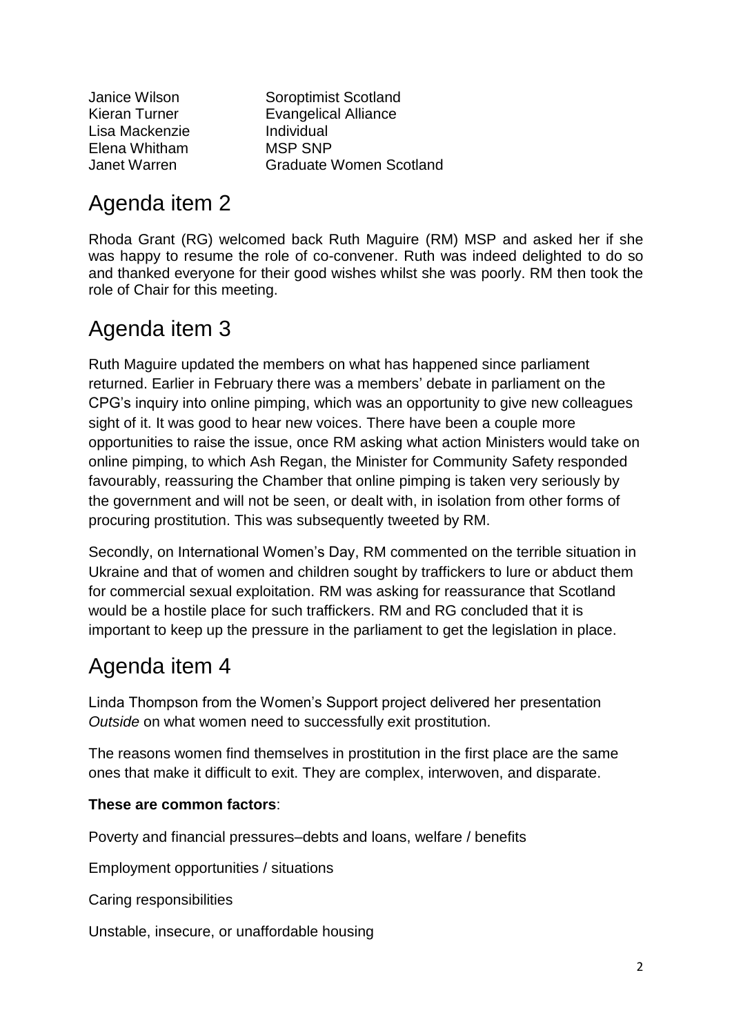| | |
|---|---|
| Janice Wilson | Soroptimist Scotland |
| Kieran Turner | Evangelical Alliance |
| Lisa Mackenzie | Individual |
| Elena Whitham | MSP SNP |
| Janet Warren | Graduate Women Scotland |

# Agenda item 2

Rhoda Grant (RG) welcomed back Ruth Maguire (RM) MSP and asked her if she was happy to resume the role of co-convener. Ruth was indeed delighted to do so and thanked everyone for their good wishes whilst she was poorly. RM then took the role of Chair for this meeting.

# Agenda item 3

Ruth Maguire updated the members on what has happened since parliament returned. Earlier in February there was a members' debate in parliament on the CPG's inquiry into online pimping, which was an opportunity to give new colleagues sight of it. It was good to hear new voices. There have been a couple more opportunities to raise the issue, once RM asking what action Ministers would take on online pimping, to which Ash Regan, the Minister for Community Safety responded favourably, reassuring the Chamber that online pimping is taken very seriously by the government and will not be seen, or dealt with, in isolation from other forms of procuring prostitution. This was subsequently tweeted by RM.

Secondly, on International Women's Day, RM commented on the terrible situation in Ukraine and that of women and children sought by traffickers to lure or abduct them for commercial sexual exploitation. RM was asking for reassurance that Scotland would be a hostile place for such traffickers. RM and RG concluded that it is important to keep up the pressure in the parliament to get the legislation in place.

# Agenda item 4

Linda Thompson from the Women's Support project delivered her presentation *Outside* on what women need to successfully exit prostitution.

The reasons women find themselves in prostitution in the first place are the same ones that make it difficult to exit. They are complex, interwoven, and disparate.

**These are common factors**:

Poverty and financial pressures–debts and loans, welfare / benefits

Employment opportunities / situations

Caring responsibilities

Unstable, insecure, or unaffordable housing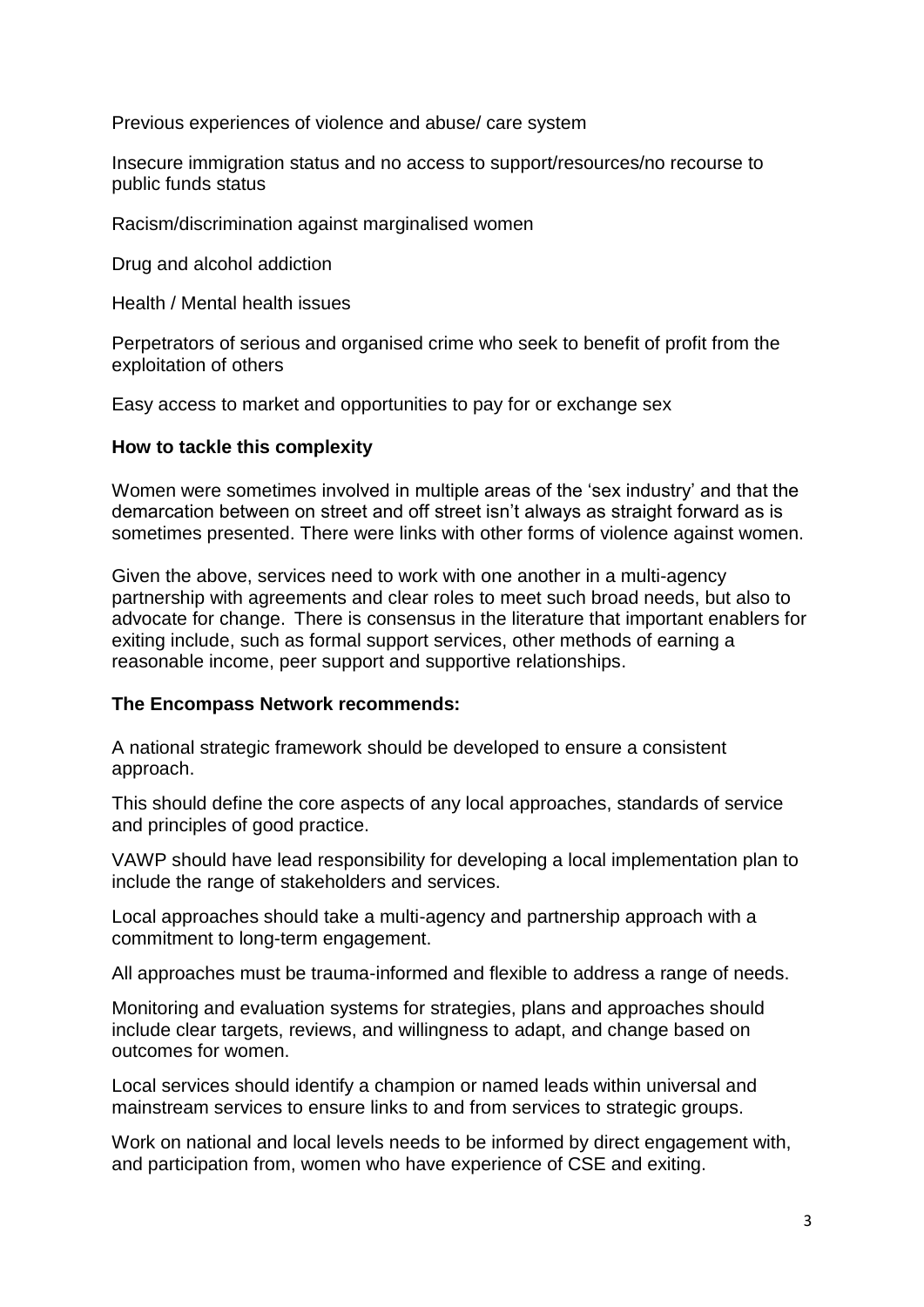Previous experiences of violence and abuse/ care system

Insecure immigration status and no access to support/resources/no recourse to public funds status

Racism/discrimination against marginalised women

Drug and alcohol addiction

Health / Mental health issues

Perpetrators of serious and organised crime who seek to benefit of profit from the exploitation of others

Easy access to market and opportunities to pay for or exchange sex

**How to tackle this complexity**

Women were sometimes involved in multiple areas of the 'sex industry' and that the demarcation between on street and off street isn't always as straight forward as is sometimes presented. There were links with other forms of violence against women.

Given the above, services need to work with one another in a multi-agency partnership with agreements and clear roles to meet such broad needs, but also to advocate for change. There is consensus in the literature that important enablers for exiting include, such as formal support services, other methods of earning a reasonable income, peer support and supportive relationships.

**The Encompass Network recommends:**

A national strategic framework should be developed to ensure a consistent approach.

This should define the core aspects of any local approaches, standards of service and principles of good practice.

VAWP should have lead responsibility for developing a local implementation plan to include the range of stakeholders and services.

Local approaches should take a multi-agency and partnership approach with a commitment to long-term engagement.

All approaches must be trauma-informed and flexible to address a range of needs.

Monitoring and evaluation systems for strategies, plans and approaches should include clear targets, reviews, and willingness to adapt, and change based on outcomes for women.

Local services should identify a champion or named leads within universal and mainstream services to ensure links to and from services to strategic groups.

Work on national and local levels needs to be informed by direct engagement with, and participation from, women who have experience of CSE and exiting.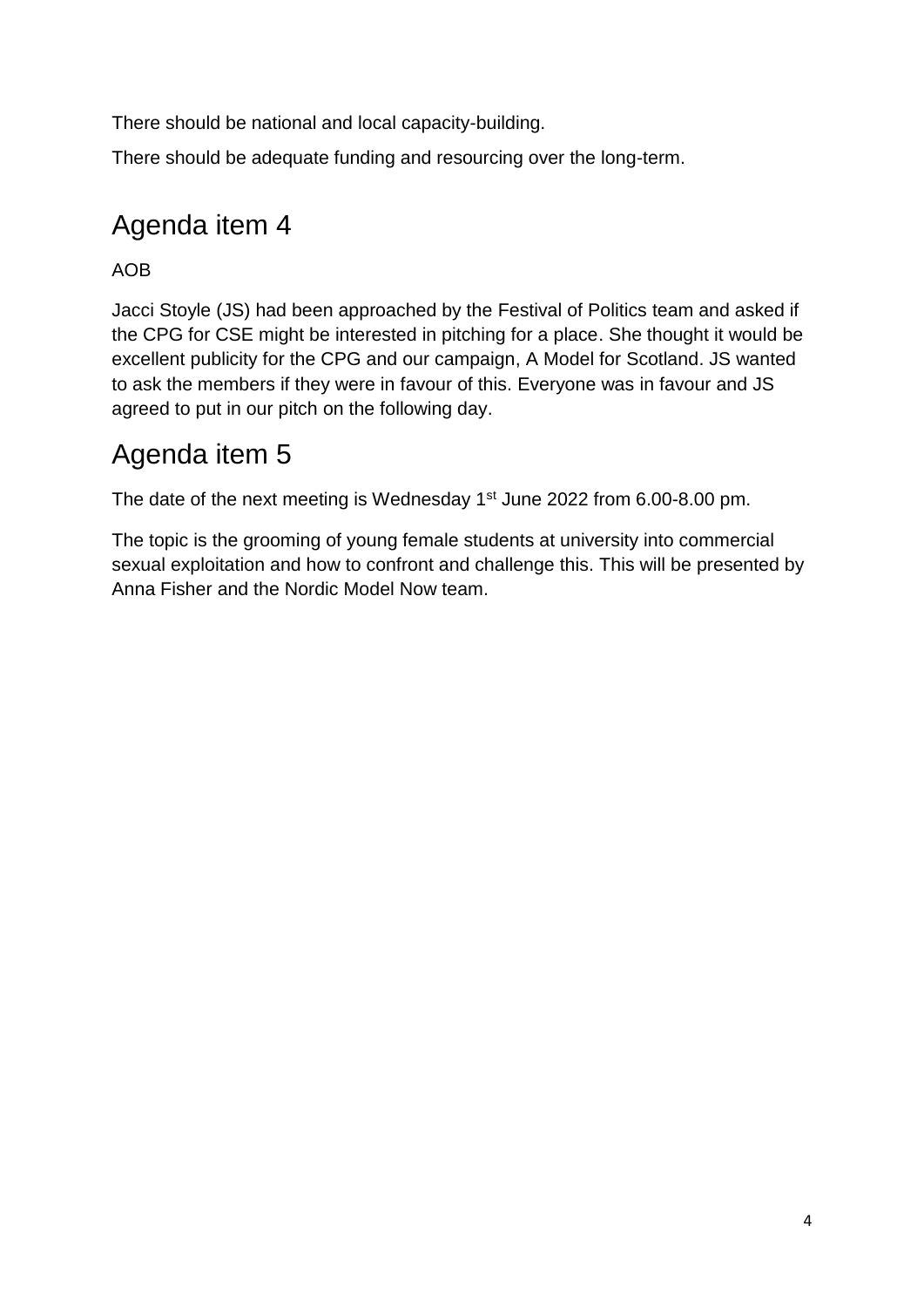There should be national and local capacity-building.

There should be adequate funding and resourcing over the long-term.

## Agenda item 4

AOB

Jacci Stoyle (JS) had been approached by the Festival of Politics team and asked if the CPG for CSE might be interested in pitching for a place. She thought it would be excellent publicity for the CPG and our campaign, A Model for Scotland. JS wanted to ask the members if they were in favour of this. Everyone was in favour and JS agreed to put in our pitch on the following day.

## Agenda item 5

The date of the next meeting is Wednesday 1st June 2022 from 6.00-8.00 pm.

The topic is the grooming of young female students at university into commercial sexual exploitation and how to confront and challenge this. This will be presented by Anna Fisher and the Nordic Model Now team.